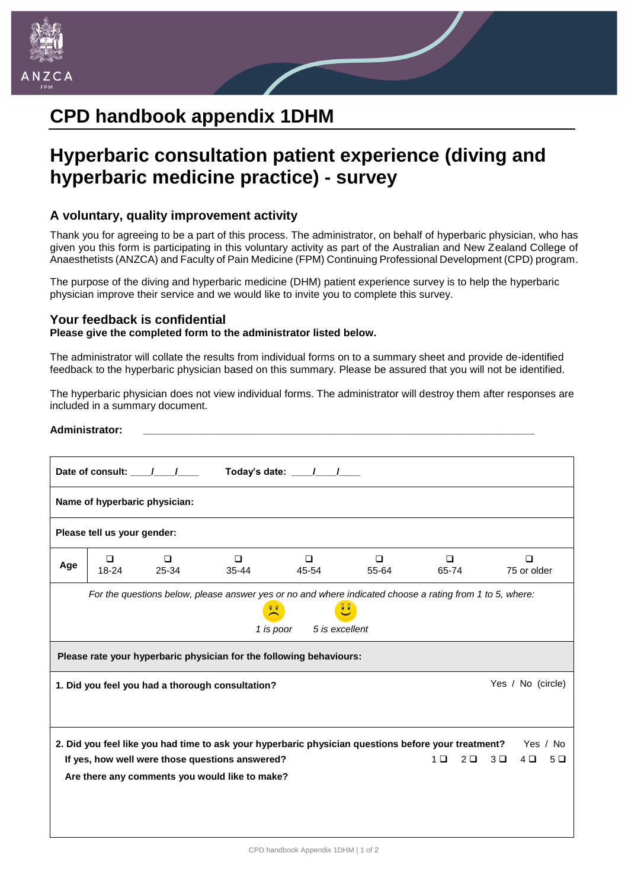# CPD handbook appendix 1DHM

# Hyperbaric consultation patient experience (diving and hyperbaric medicine practice) - survey

### A voluntary, quality improvement activity

Thank you for agreeing to be a part of this process. The administrator, on behalf of hyperbaric physician, who has given you this form is participating in this voluntary activity as part of the Australian and New Zealand College of Anaesthetists (ANZCA) and Faculty of Pain Medicine (FPM) Continuing Professional Development (CPD) program.

The purpose of the diving and hyperbaric medicine (DHM) patient experience survey is to help the hyperbaric physician improve their service and we would like to invite you to complete this survey.

### Your feedback is confidential

**Please give the completed form to the administrator listed below.**

The administrator will collate the results from individual forms on to a summary sheet and provide de-identified feedback to the hyperbaric physician based on this summary. Please be assured that you will not be identified.

The hyperbaric physician does not view individual forms. The administrator will destroy them after responses are included in a summary document.

**Administrator:** \_\_\_\_\_\_\_\_\_\_\_\_\_\_\_\_\_\_\_\_\_\_\_\_\_\_\_\_\_\_\_\_\_\_\_\_\_\_\_\_\_\_\_\_\_\_\_\_\_\_\_\_\_\_\_\_\_\_

**Date of consult:** \_\_\_\_/\_\_\_\_/\_\_\_\_ **Today's date:** \_\_\_\_/\_\_\_\_/\_\_\_\_

**Name of hyperbaric physician:**

**Please tell us your gender:**

| **Age** | ❑ 18-24 | ❑ 25-34 | ❑ 35-44 | ❑ 45-54 | ❑ 55-64 | ❑ 65-74 | ❑ 75 or older |
|---|---|---|---|---|---|---|---|

*For the questions below, please answer yes or no and where indicated choose a rating from 1 to 5, where:*

*1 is poor* *5 is excellent*

**Please rate your hyperbaric physician for the following behaviours:**

**1. Did you feel you had a thorough consultation?** Yes / No (circle)

**2. Did you feel like you had time to ask your hyperbaric physician questions before your treatment?** Yes / No

**If yes, how well were those questions answered?** 1 ❑ 2 ❑ 3 ❑ 4 ❑ 5 ❑

**Are there any comments you would like to make?**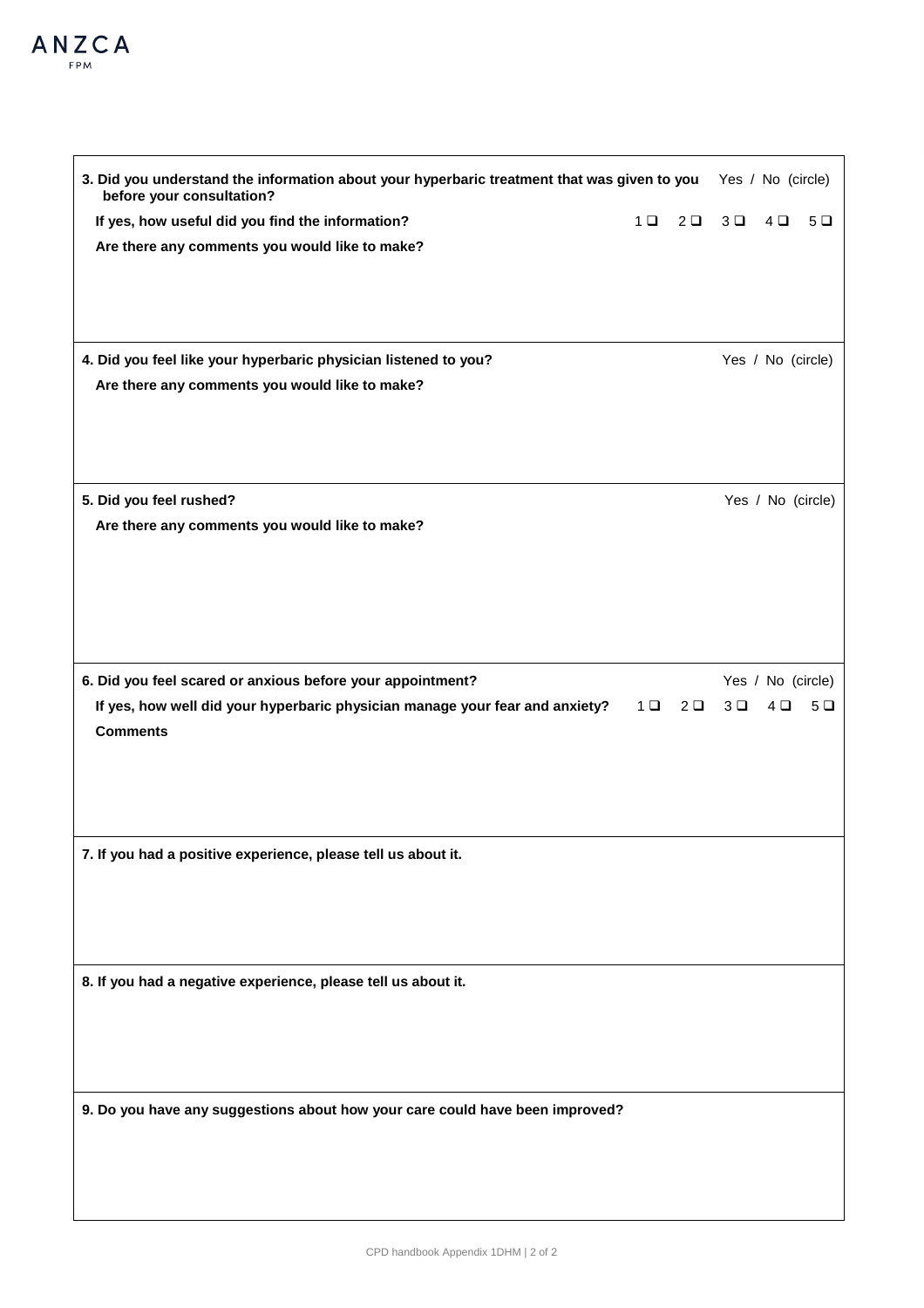**3. Did you understand the information about your hyperbaric treatment that was given to you before your consultation?** Yes / No (circle)

**If yes, how useful did you find the information?** 1 ❑ 2 ❑ 3 ❑ 4 ❑ 5 ❑

**Are there any comments you would like to make?**

**4. Did you feel like your hyperbaric physician listened to you?** Yes / No (circle)

**Are there any comments you would like to make?**

**5. Did you feel rushed?** Yes / No (circle)

**Are there any comments you would like to make?**

**6. Did you feel scared or anxious before your appointment?** Yes / No (circle)

**If yes, how well did your hyperbaric physician manage your fear and anxiety?** 1 ❑ 2 ❑ 3 ❑ 4 ❑ 5 ❑

**Comments**

**7. If you had a positive experience, please tell us about it.**

**8. If you had a negative experience, please tell us about it.**

**9. Do you have any suggestions about how your care could have been improved?**